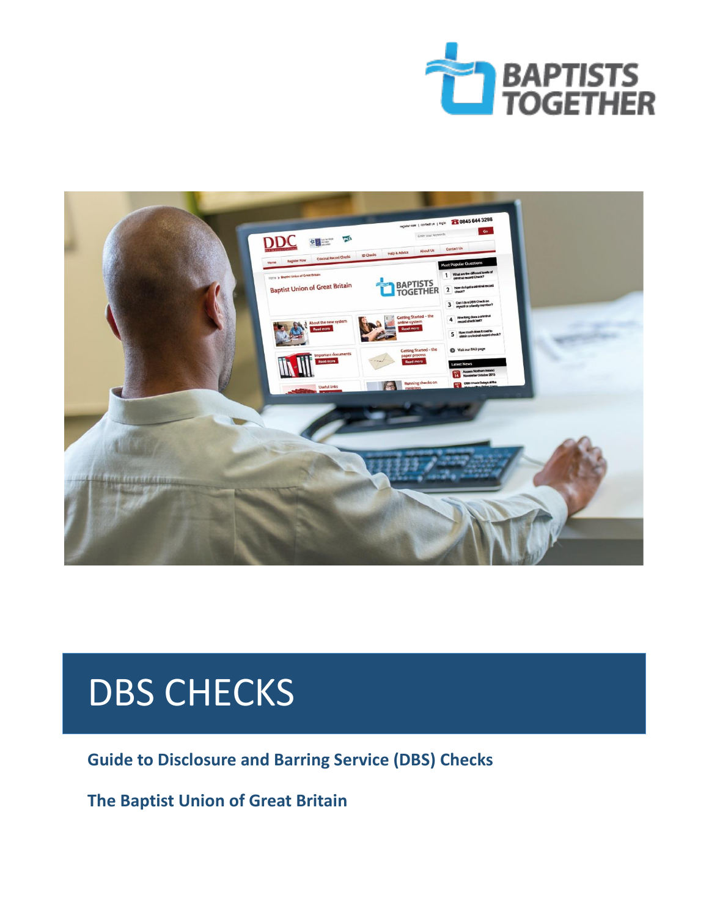# DBS CHECKS

**Guide to Disclosure and Barring Service (DBS) Checks**

**The Baptist Union of Great Britain**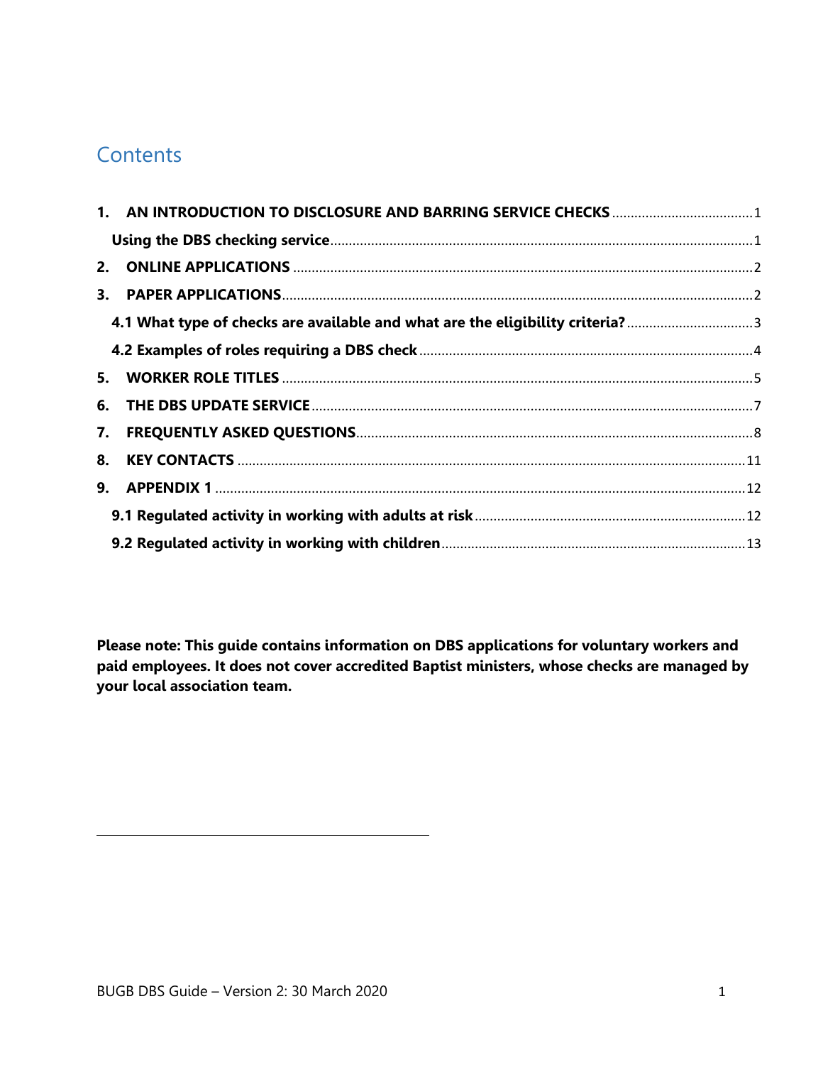# Contents

1. **AN INTRODUCTION TO DISCLOSURE AND BARRING SERVICE CHECKS** ...... 1
   **Using the DBS checking service** ...... 1
2. **ONLINE APPLICATIONS** ...... 2
3. **PAPER APPLICATIONS** ...... 2
   **4.1 What type of checks are available and what are the eligibility criteria?** ...... 3
   **4.2 Examples of roles requiring a DBS check** ...... 4
5. **WORKER ROLE TITLES** ...... 5
6. **THE DBS UPDATE SERVICE** ...... 7
7. **FREQUENTLY ASKED QUESTIONS** ...... 8
8. **KEY CONTACTS** ...... 11
9. **APPENDIX 1** ...... 12
   **9.1 Regulated activity in working with adults at risk** ...... 12
   **9.2 Regulated activity in working with children** ...... 13

**Please note: This guide contains information on DBS applications for voluntary workers and paid employees. It does not cover accredited Baptist ministers, whose checks are managed by your local association team.**

BUGB DBS Guide – Version 2: 30 March 2020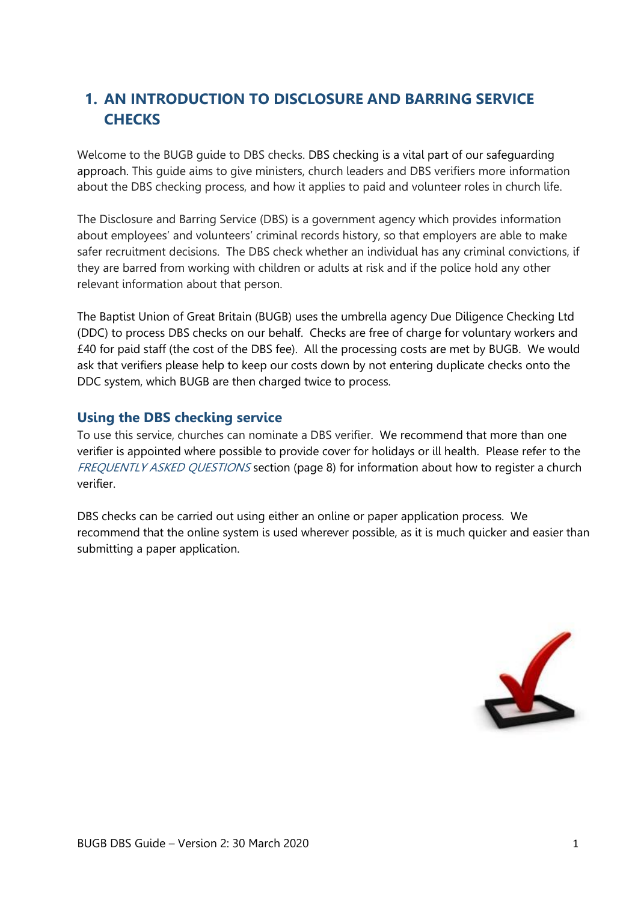# 1. AN INTRODUCTION TO DISCLOSURE AND BARRING SERVICE CHECKS

Welcome to the BUGB guide to DBS checks. DBS checking is a vital part of our safeguarding approach. This guide aims to give ministers, church leaders and DBS verifiers more information about the DBS checking process, and how it applies to paid and volunteer roles in church life.

The Disclosure and Barring Service (DBS) is a government agency which provides information about employees' and volunteers' criminal records history, so that employers are able to make safer recruitment decisions. The DBS check whether an individual has any criminal convictions, if they are barred from working with children or adults at risk and if the police hold any other relevant information about that person.

The Baptist Union of Great Britain (BUGB) uses the umbrella agency Due Diligence Checking Ltd (DDC) to process DBS checks on our behalf. Checks are free of charge for voluntary workers and £40 for paid staff (the cost of the DBS fee). All the processing costs are met by BUGB. We would ask that verifiers please help to keep our costs down by not entering duplicate checks onto the DDC system, which BUGB are then charged twice to process.

## Using the DBS checking service

To use this service, churches can nominate a DBS verifier. We recommend that more than one verifier is appointed where possible to provide cover for holidays or ill health. Please refer to the *FREQUENTLY ASKED QUESTIONS* section (page 8) for information about how to register a church verifier.

DBS checks can be carried out using either an online or paper application process. We recommend that the online system is used wherever possible, as it is much quicker and easier than submitting a paper application.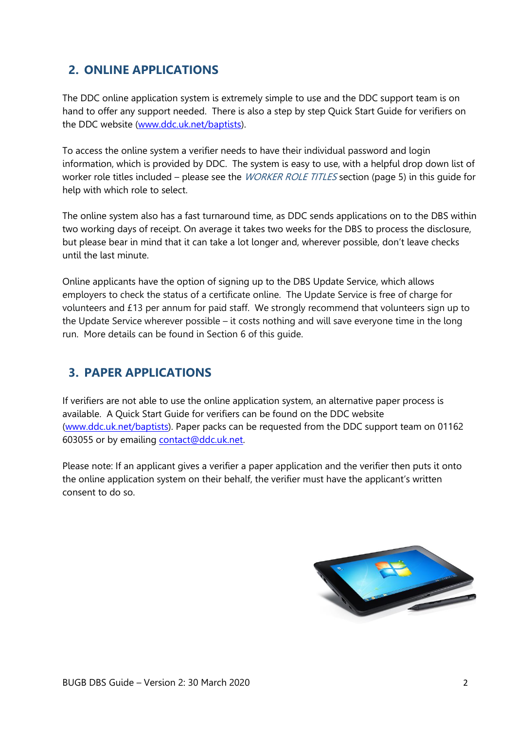## 2. ONLINE APPLICATIONS

The DDC online application system is extremely simple to use and the DDC support team is on hand to offer any support needed. There is also a step by step Quick Start Guide for verifiers on the DDC website (www.ddc.uk.net/baptists).

To access the online system a verifier needs to have their individual password and login information, which is provided by DDC. The system is easy to use, with a helpful drop down list of worker role titles included – please see the *WORKER ROLE TITLES* section (page 5) in this guide for help with which role to select.

The online system also has a fast turnaround time, as DDC sends applications on to the DBS within two working days of receipt. On average it takes two weeks for the DBS to process the disclosure, but please bear in mind that it can take a lot longer and, wherever possible, don't leave checks until the last minute.

Online applicants have the option of signing up to the DBS Update Service, which allows employers to check the status of a certificate online. The Update Service is free of charge for volunteers and £13 per annum for paid staff. We strongly recommend that volunteers sign up to the Update Service wherever possible – it costs nothing and will save everyone time in the long run. More details can be found in Section 6 of this guide.

## 3. PAPER APPLICATIONS

If verifiers are not able to use the online application system, an alternative paper process is available. A Quick Start Guide for verifiers can be found on the DDC website (www.ddc.uk.net/baptists). Paper packs can be requested from the DDC support team on 01162 603055 or by emailing contact@ddc.uk.net.

Please note: If an applicant gives a verifier a paper application and the verifier then puts it onto the online application system on their behalf, the verifier must have the applicant's written consent to do so.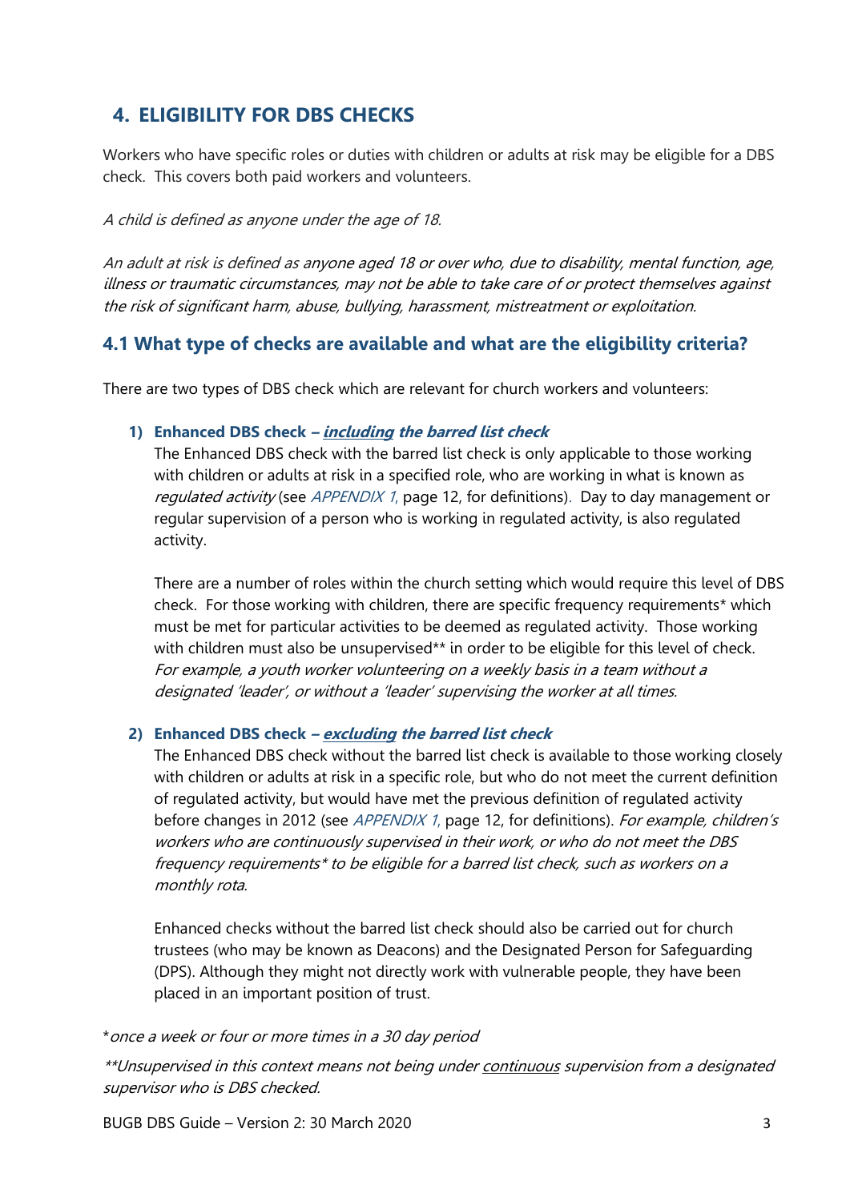## 4. ELIGIBILITY FOR DBS CHECKS

Workers who have specific roles or duties with children or adults at risk may be eligible for a DBS check. This covers both paid workers and volunteers.

*A child is defined as anyone under the age of 18.*

*An adult at risk is defined as anyone aged 18 or over who, due to disability, mental function, age, illness or traumatic circumstances, may not be able to take care of or protect themselves against the risk of significant harm, abuse, bullying, harassment, mistreatment or exploitation.*

### 4.1 What type of checks are available and what are the eligibility criteria?

There are two types of DBS check which are relevant for church workers and volunteers:

1) **Enhanced DBS check – *<u>including</u> the barred list check***
   The Enhanced DBS check with the barred list check is only applicable to those working with children or adults at risk in a specified role, who are working in what is known as *regulated activity* (see *APPENDIX 1*, page 12, for definitions). Day to day management or regular supervision of a person who is working in regulated activity, is also regulated activity.

   There are a number of roles within the church setting which would require this level of DBS check. For those working with children, there are specific frequency requirements* which must be met for particular activities to be deemed as regulated activity. Those working with children must also be unsupervised** in order to be eligible for this level of check. *For example, a youth worker volunteering on a weekly basis in a team without a designated 'leader', or without a 'leader' supervising the worker at all times.*

2) **Enhanced DBS check – *<u>excluding</u> the barred list check***
   The Enhanced DBS check without the barred list check is available to those working closely with children or adults at risk in a specific role, but who do not meet the current definition of regulated activity, but would have met the previous definition of regulated activity before changes in 2012 (see *APPENDIX 1*, page 12, for definitions). *For example, children's workers who are continuously supervised in their work, or who do not meet the DBS frequency requirements* to be eligible for a barred list check, such as workers on a monthly rota.*

   Enhanced checks without the barred list check should also be carried out for church trustees (who may be known as Deacons) and the Designated Person for Safeguarding (DPS). Although they might not directly work with vulnerable people, they have been placed in an important position of trust.

**once a week or four or more times in a 30 day period*

*\*\*Unsupervised in this context means not being under <u>continuous</u> supervision from a designated supervisor who is DBS checked.*

BUGB DBS Guide – Version 2: 30 March 2020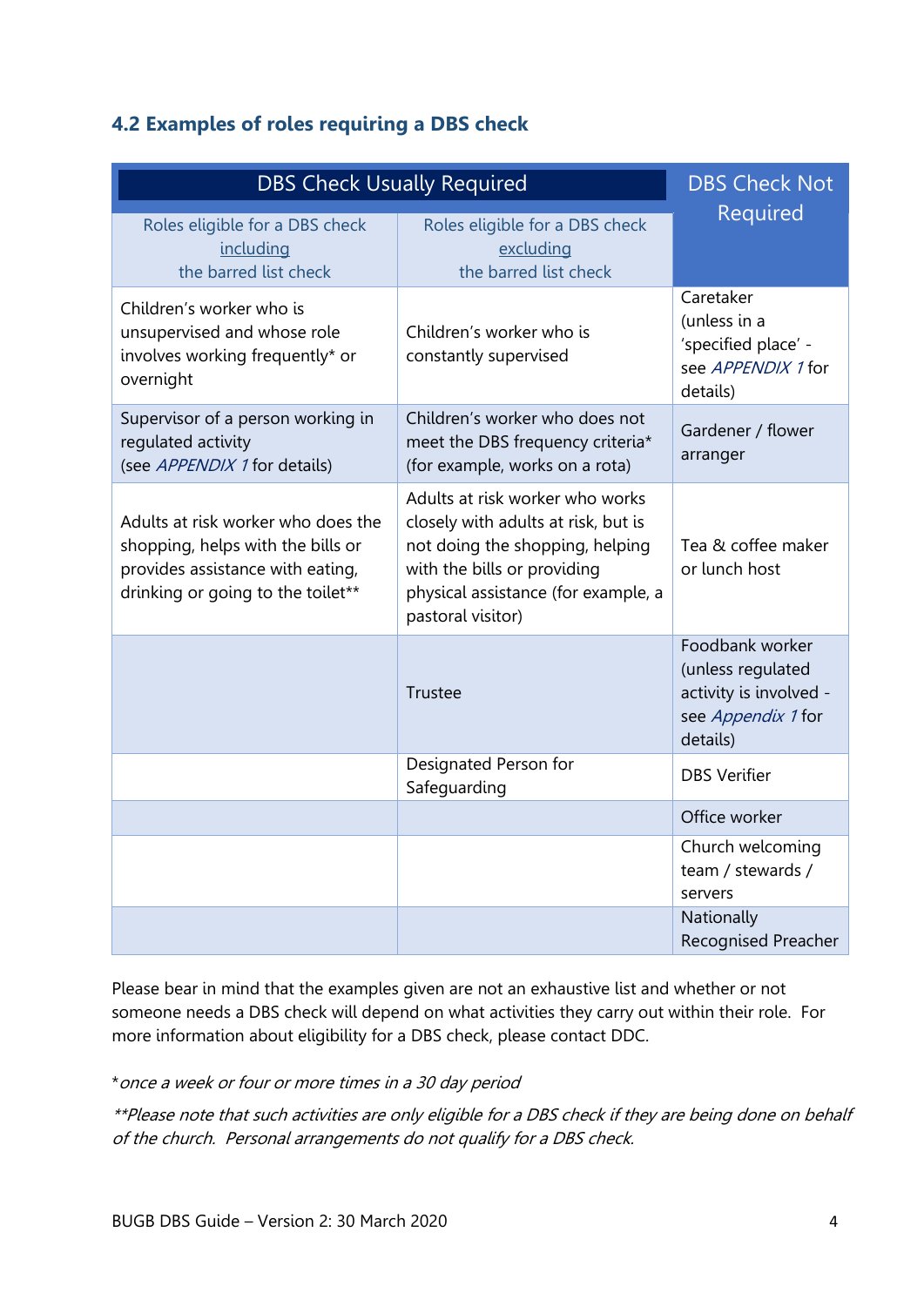### 4.2 Examples of roles requiring a DBS check

| DBS Check Usually Required | | DBS Check Not Required |
|---|---|---|
| Roles eligible for a DBS check including the barred list check | Roles eligible for a DBS check excluding the barred list check | |
| Children's worker who is unsupervised and whose role involves working frequently* or overnight | Children's worker who is constantly supervised | Caretaker (unless in a 'specified place' - see *APPENDIX 1* for details) |
| Supervisor of a person working in regulated activity (see *APPENDIX 1* for details) | Children's worker who does not meet the DBS frequency criteria* (for example, works on a rota) | Gardener / flower arranger |
| Adults at risk worker who does the shopping, helps with the bills or provides assistance with eating, drinking or going to the toilet** | Adults at risk worker who works closely with adults at risk, but is not doing the shopping, helping with the bills or providing physical assistance (for example, a pastoral visitor) | Tea & coffee maker or lunch host |
| | Trustee | Foodbank worker (unless regulated activity is involved - see *Appendix 1* for details) |
| | Designated Person for Safeguarding | DBS Verifier |
| | | Office worker |
| | | Church welcoming team / stewards / servers |
| | | Nationally Recognised Preacher |

Please bear in mind that the examples given are not an exhaustive list and whether or not someone needs a DBS check will depend on what activities they carry out within their role. For more information about eligibility for a DBS check, please contact DDC.

**once a week or four or more times in a 30 day period*

*\*\*Please note that such activities are only eligible for a DBS check if they are being done on behalf of the church. Personal arrangements do not qualify for a DBS check.*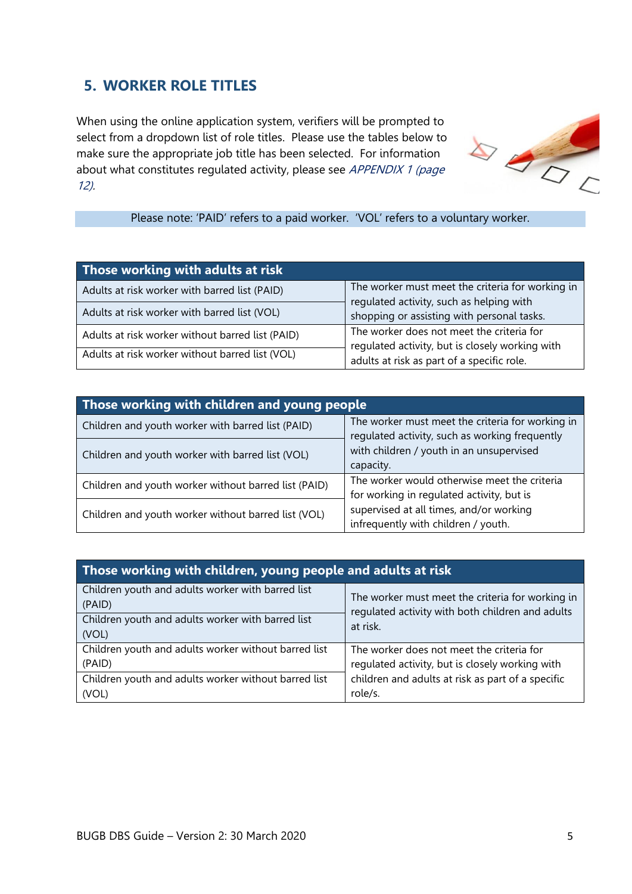## 5. WORKER ROLE TITLES

When using the online application system, verifiers will be prompted to select from a dropdown list of role titles. Please use the tables below to make sure the appropriate job title has been selected. For information about what constitutes regulated activity, please see *APPENDIX 1 (page 12).*

Please note: 'PAID' refers to a paid worker. 'VOL' refers to a voluntary worker.

| Those working with adults at risk | |
|---|---|
| Adults at risk worker with barred list (PAID) | The worker must meet the criteria for working in regulated activity, such as helping with shopping or assisting with personal tasks. |
| Adults at risk worker with barred list (VOL) | |
| Adults at risk worker without barred list (PAID) | The worker does not meet the criteria for regulated activity, but is closely working with adults at risk as part of a specific role. |
| Adults at risk worker without barred list (VOL) | |

| Those working with children and young people | |
|---|---|
| Children and youth worker with barred list (PAID) | The worker must meet the criteria for working in regulated activity, such as working frequently with children / youth in an unsupervised capacity. |
| Children and youth worker with barred list (VOL) | |
| Children and youth worker without barred list (PAID) | The worker would otherwise meet the criteria for working in regulated activity, but is supervised at all times, and/or working infrequently with children / youth. |
| Children and youth worker without barred list (VOL) | |

| Those working with children, young people and adults at risk | |
|---|---|
| Children youth and adults worker with barred list (PAID) | The worker must meet the criteria for working in regulated activity with both children and adults at risk. |
| Children youth and adults worker with barred list (VOL) | |
| Children youth and adults worker without barred list (PAID) | The worker does not meet the criteria for regulated activity, but is closely working with children and adults at risk as part of a specific role/s. |
| Children youth and adults worker without barred list (VOL) | |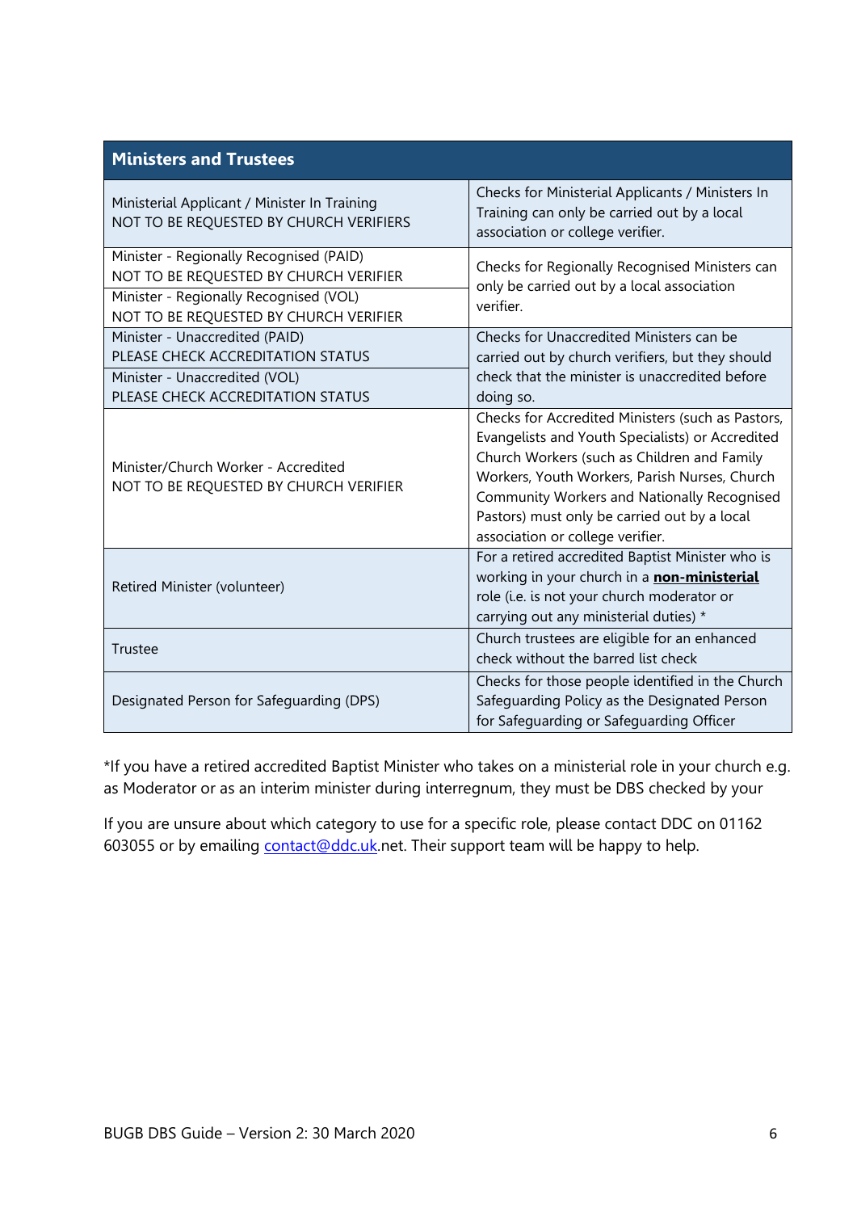| Ministers and Trustees | |
|---|---|
| Ministerial Applicant / Minister In Training<br>NOT TO BE REQUESTED BY CHURCH VERIFIERS | Checks for Ministerial Applicants / Ministers In Training can only be carried out by a local association or college verifier. |
| Minister - Regionally Recognised (PAID)<br>NOT TO BE REQUESTED BY CHURCH VERIFIER | Checks for Regionally Recognised Ministers can only be carried out by a local association verifier. |
| Minister - Regionally Recognised (VOL)<br>NOT TO BE REQUESTED BY CHURCH VERIFIER | |
| Minister - Unaccredited (PAID)<br>PLEASE CHECK ACCREDITATION STATUS | Checks for Unaccredited Ministers can be carried out by church verifiers, but they should check that the minister is unaccredited before doing so. |
| Minister - Unaccredited (VOL)<br>PLEASE CHECK ACCREDITATION STATUS | |
| Minister/Church Worker - Accredited<br>NOT TO BE REQUESTED BY CHURCH VERIFIER | Checks for Accredited Ministers (such as Pastors, Evangelists and Youth Specialists) or Accredited Church Workers (such as Children and Family Workers, Youth Workers, Parish Nurses, Church Community Workers and Nationally Recognised Pastors) must only be carried out by a local association or college verifier. |
| Retired Minister (volunteer) | For a retired accredited Baptist Minister who is working in your church in a **non-ministerial** role (i.e. is not your church moderator or carrying out any ministerial duties) * |
| Trustee | Church trustees are eligible for an enhanced check without the barred list check |
| Designated Person for Safeguarding (DPS) | Checks for those people identified in the Church Safeguarding Policy as the Designated Person for Safeguarding or Safeguarding Officer |

*If you have a retired accredited Baptist Minister who takes on a ministerial role in your church e.g. as Moderator or as an interim minister during interregnum, they must be DBS checked by your

If you are unsure about which category to use for a specific role, please contact DDC on 01162 603055 or by emailing contact@ddc.uk.net. Their support team will be happy to help.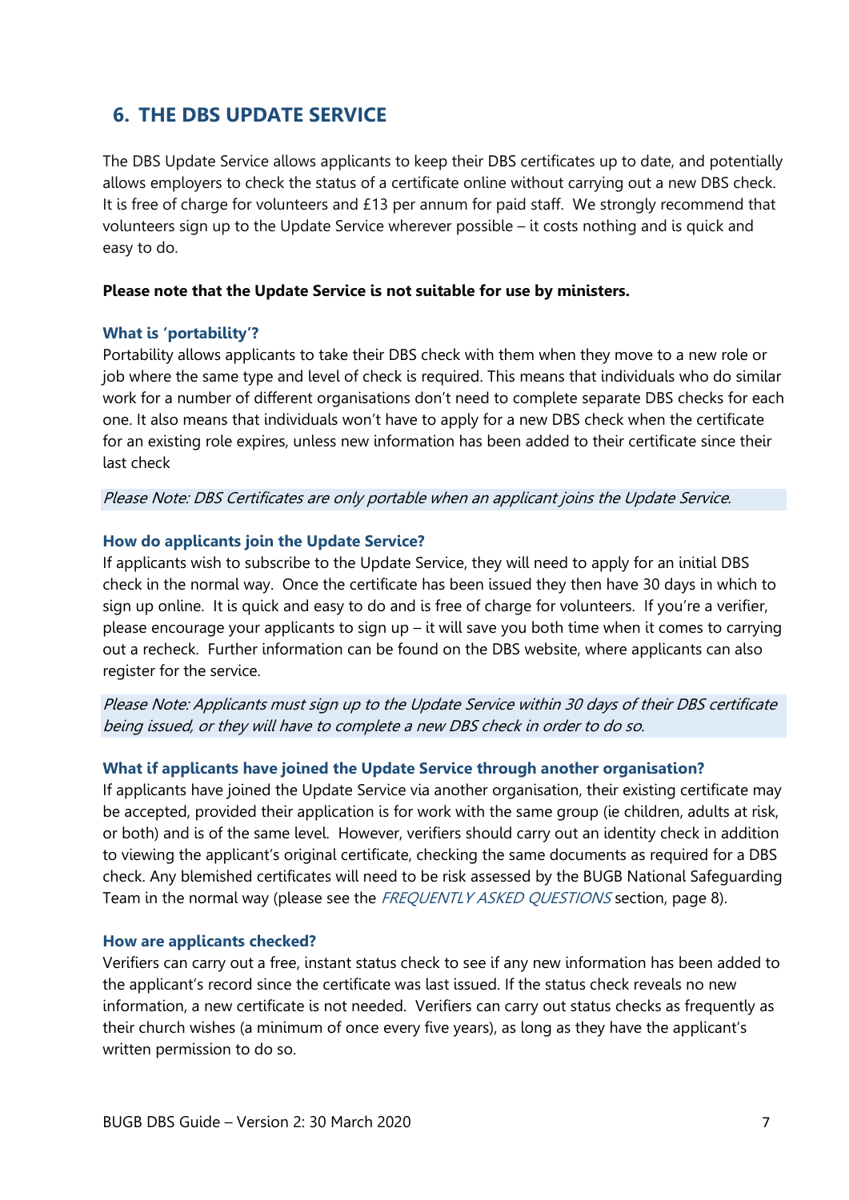## 6. THE DBS UPDATE SERVICE

The DBS Update Service allows applicants to keep their DBS certificates up to date, and potentially allows employers to check the status of a certificate online without carrying out a new DBS check. It is free of charge for volunteers and £13 per annum for paid staff. We strongly recommend that volunteers sign up to the Update Service wherever possible – it costs nothing and is quick and easy to do.

**Please note that the Update Service is not suitable for use by ministers.**

### What is 'portability'?

Portability allows applicants to take their DBS check with them when they move to a new role or job where the same type and level of check is required. This means that individuals who do similar work for a number of different organisations don't need to complete separate DBS checks for each one. It also means that individuals won't have to apply for a new DBS check when the certificate for an existing role expires, unless new information has been added to their certificate since their last check

*Please Note: DBS Certificates are only portable when an applicant joins the Update Service.*

### How do applicants join the Update Service?

If applicants wish to subscribe to the Update Service, they will need to apply for an initial DBS check in the normal way. Once the certificate has been issued they then have 30 days in which to sign up online. It is quick and easy to do and is free of charge for volunteers. If you're a verifier, please encourage your applicants to sign up – it will save you both time when it comes to carrying out a recheck. Further information can be found on the DBS website, where applicants can also register for the service.

*Please Note: Applicants must sign up to the Update Service within 30 days of their DBS certificate being issued, or they will have to complete a new DBS check in order to do so.*

### What if applicants have joined the Update Service through another organisation?

If applicants have joined the Update Service via another organisation, their existing certificate may be accepted, provided their application is for work with the same group (ie children, adults at risk, or both) and is of the same level. However, verifiers should carry out an identity check in addition to viewing the applicant's original certificate, checking the same documents as required for a DBS check. Any blemished certificates will need to be risk assessed by the BUGB National Safeguarding Team in the normal way (please see the *FREQUENTLY ASKED QUESTIONS* section, page 8).

### How are applicants checked?

Verifiers can carry out a free, instant status check to see if any new information has been added to the applicant's record since the certificate was last issued. If the status check reveals no new information, a new certificate is not needed. Verifiers can carry out status checks as frequently as their church wishes (a minimum of once every five years), as long as they have the applicant's written permission to do so.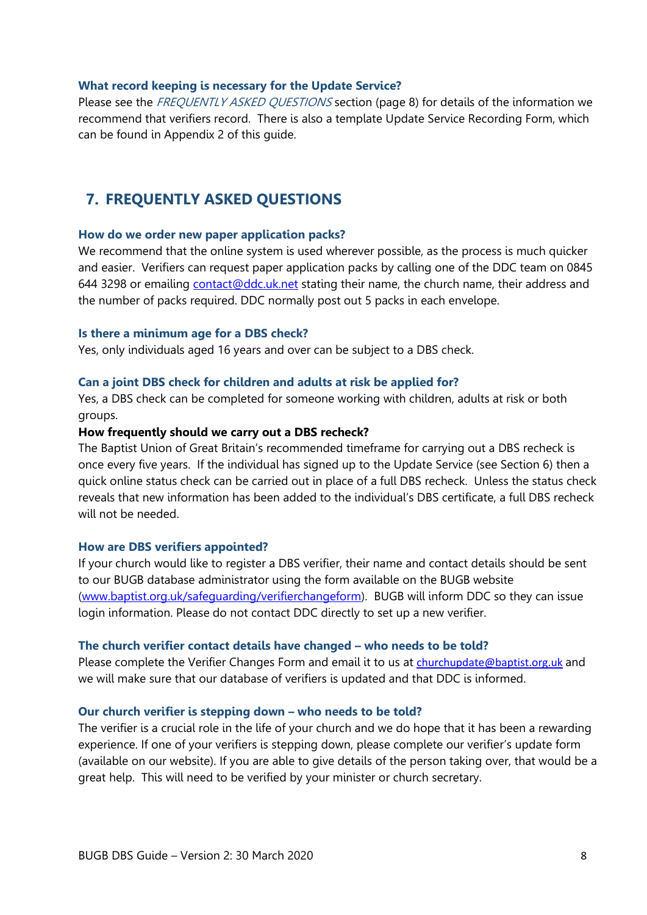### What record keeping is necessary for the Update Service?

Please see the *FREQUENTLY ASKED QUESTIONS* section (page 8) for details of the information we recommend that verifiers record. There is also a template Update Service Recording Form, which can be found in Appendix 2 of this guide.

## 7. FREQUENTLY ASKED QUESTIONS

### How do we order new paper application packs?

We recommend that the online system is used wherever possible, as the process is much quicker and easier. Verifiers can request paper application packs by calling one of the DDC team on 0845 644 3298 or emailing contact@ddc.uk.net stating their name, the church name, their address and the number of packs required. DDC normally post out 5 packs in each envelope.

### Is there a minimum age for a DBS check?

Yes, only individuals aged 16 years and over can be subject to a DBS check.

### Can a joint DBS check for children and adults at risk be applied for?

Yes, a DBS check can be completed for someone working with children, adults at risk or both groups.

**How frequently should we carry out a DBS recheck?**

The Baptist Union of Great Britain's recommended timeframe for carrying out a DBS recheck is once every five years. If the individual has signed up to the Update Service (see Section 6) then a quick online status check can be carried out in place of a full DBS recheck. Unless the status check reveals that new information has been added to the individual's DBS certificate, a full DBS recheck will not be needed.

### How are DBS verifiers appointed?

If your church would like to register a DBS verifier, their name and contact details should be sent to our BUGB database administrator using the form available on the BUGB website (www.baptist.org.uk/safeguarding/verifierchangeform). BUGB will inform DDC so they can issue login information. Please do not contact DDC directly to set up a new verifier.

### The church verifier contact details have changed – who needs to be told?

Please complete the Verifier Changes Form and email it to us at churchupdate@baptist.org.uk and we will make sure that our database of verifiers is updated and that DDC is informed.

### Our church verifier is stepping down – who needs to be told?

The verifier is a crucial role in the life of your church and we do hope that it has been a rewarding experience. If one of your verifiers is stepping down, please complete our verifier's update form (available on our website). If you are able to give details of the person taking over, that would be a great help. This will need to be verified by your minister or church secretary.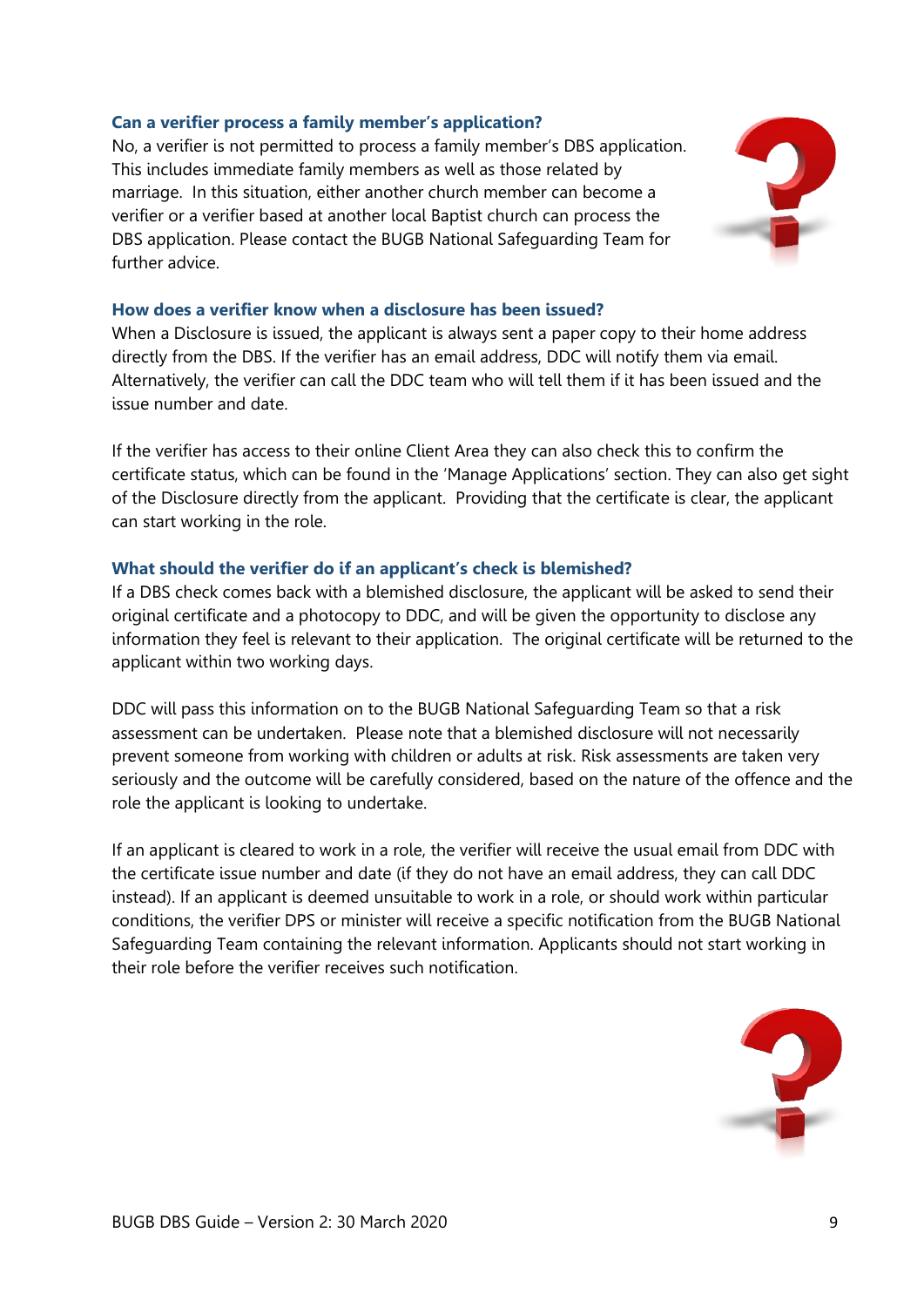### Can a verifier process a family member's application?

No, a verifier is not permitted to process a family member's DBS application. This includes immediate family members as well as those related by marriage. In this situation, either another church member can become a verifier or a verifier based at another local Baptist church can process the DBS application. Please contact the BUGB National Safeguarding Team for further advice.

### How does a verifier know when a disclosure has been issued?

When a Disclosure is issued, the applicant is always sent a paper copy to their home address directly from the DBS. If the verifier has an email address, DDC will notify them via email. Alternatively, the verifier can call the DDC team who will tell them if it has been issued and the issue number and date.

If the verifier has access to their online Client Area they can also check this to confirm the certificate status, which can be found in the 'Manage Applications' section. They can also get sight of the Disclosure directly from the applicant. Providing that the certificate is clear, the applicant can start working in the role.

### What should the verifier do if an applicant's check is blemished?

If a DBS check comes back with a blemished disclosure, the applicant will be asked to send their original certificate and a photocopy to DDC, and will be given the opportunity to disclose any information they feel is relevant to their application. The original certificate will be returned to the applicant within two working days.

DDC will pass this information on to the BUGB National Safeguarding Team so that a risk assessment can be undertaken. Please note that a blemished disclosure will not necessarily prevent someone from working with children or adults at risk. Risk assessments are taken very seriously and the outcome will be carefully considered, based on the nature of the offence and the role the applicant is looking to undertake.

If an applicant is cleared to work in a role, the verifier will receive the usual email from DDC with the certificate issue number and date (if they do not have an email address, they can call DDC instead). If an applicant is deemed unsuitable to work in a role, or should work within particular conditions, the verifier DPS or minister will receive a specific notification from the BUGB National Safeguarding Team containing the relevant information. Applicants should not start working in their role before the verifier receives such notification.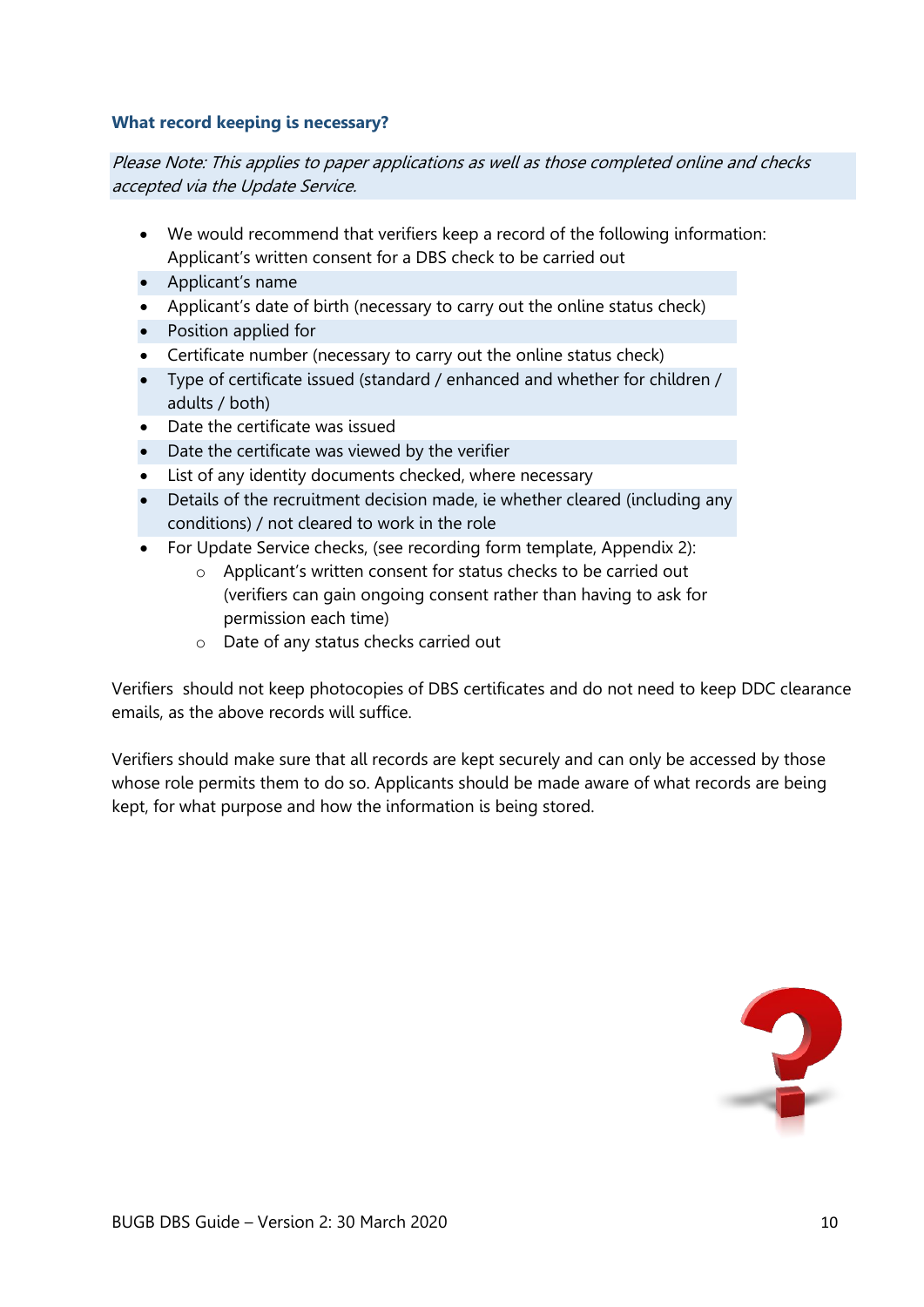### What record keeping is necessary?

*Please Note: This applies to paper applications as well as those completed online and checks accepted via the Update Service.*

- We would recommend that verifiers keep a record of the following information: Applicant's written consent for a DBS check to be carried out
- Applicant's name
- Applicant's date of birth (necessary to carry out the online status check)
- Position applied for
- Certificate number (necessary to carry out the online status check)
- Type of certificate issued (standard / enhanced and whether for children / adults / both)
- Date the certificate was issued
- Date the certificate was viewed by the verifier
- List of any identity documents checked, where necessary
- Details of the recruitment decision made, ie whether cleared (including any conditions) / not cleared to work in the role
- For Update Service checks, (see recording form template, Appendix 2):
    - Applicant's written consent for status checks to be carried out (verifiers can gain ongoing consent rather than having to ask for permission each time)
    - Date of any status checks carried out

Verifiers should not keep photocopies of DBS certificates and do not need to keep DDC clearance emails, as the above records will suffice.

Verifiers should make sure that all records are kept securely and can only be accessed by those whose role permits them to do so. Applicants should be made aware of what records are being kept, for what purpose and how the information is being stored.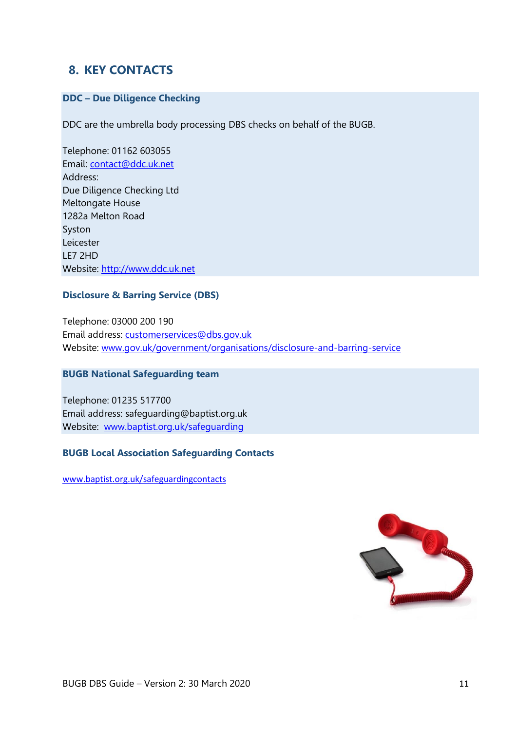## 8. KEY CONTACTS

### DDC – Due Diligence Checking

DDC are the umbrella body processing DBS checks on behalf of the BUGB.

Telephone: 01162 603055
Email: contact@ddc.uk.net
Address:
Due Diligence Checking Ltd
Meltongate House
1282a Melton Road
Syston
Leicester
LE7 2HD
Website: http://www.ddc.uk.net

### Disclosure & Barring Service (DBS)

Telephone: 03000 200 190
Email address: customerservices@dbs.gov.uk
Website: www.gov.uk/government/organisations/disclosure-and-barring-service

### BUGB National Safeguarding team

Telephone: 01235 517700
Email address: safeguarding@baptist.org.uk
Website: www.baptist.org.uk/safeguarding

### BUGB Local Association Safeguarding Contacts

www.baptist.org.uk/safeguardingcontacts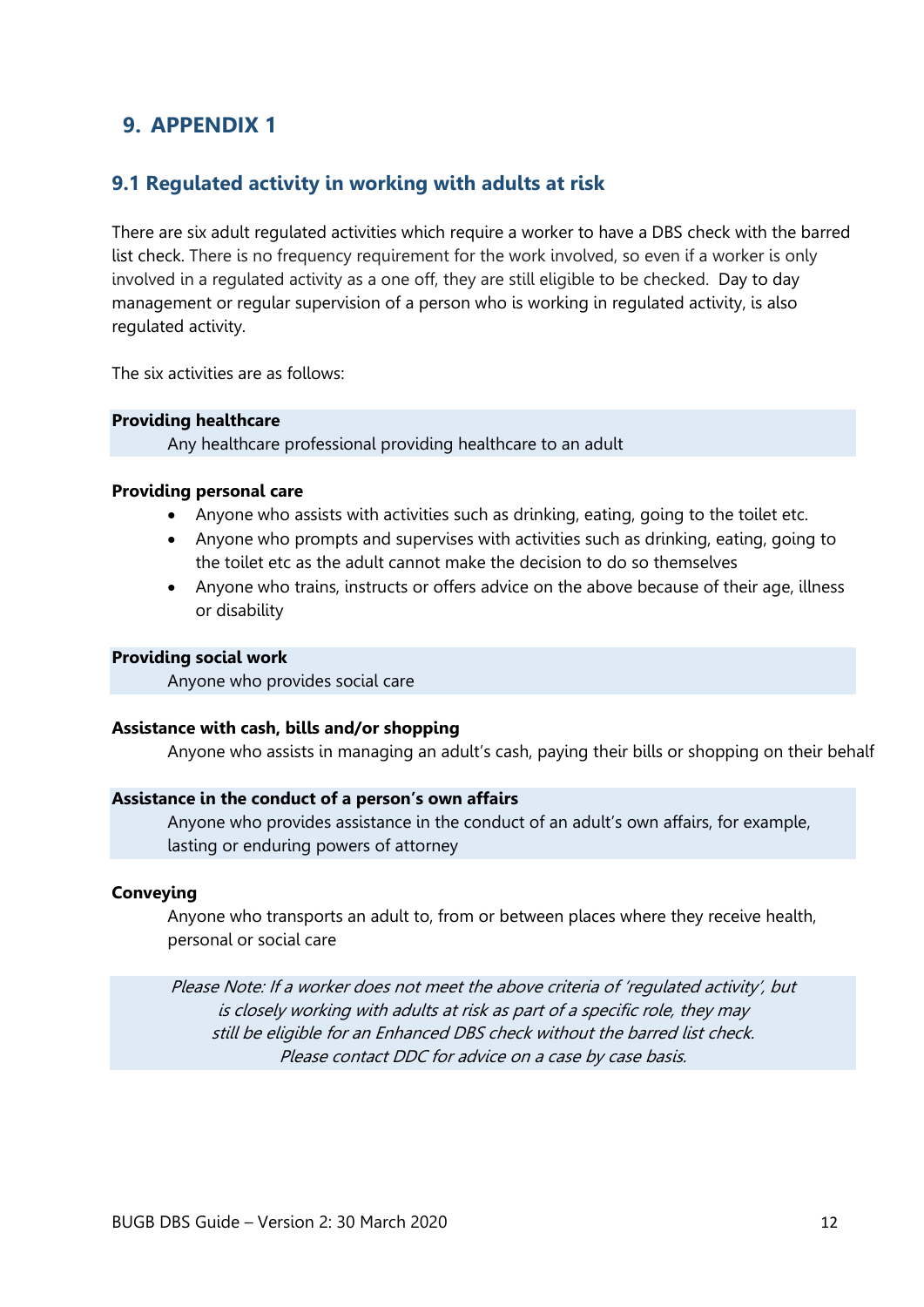## 9. APPENDIX 1

### 9.1 Regulated activity in working with adults at risk

There are six adult regulated activities which require a worker to have a DBS check with the barred list check. There is no frequency requirement for the work involved, so even if a worker is only involved in a regulated activity as a one off, they are still eligible to be checked. Day to day management or regular supervision of a person who is working in regulated activity, is also regulated activity.

The six activities are as follows:

**Providing healthcare**

Any healthcare professional providing healthcare to an adult

**Providing personal care**

- Anyone who assists with activities such as drinking, eating, going to the toilet etc.
- Anyone who prompts and supervises with activities such as drinking, eating, going to the toilet etc as the adult cannot make the decision to do so themselves
- Anyone who trains, instructs or offers advice on the above because of their age, illness or disability

**Providing social work**

Anyone who provides social care

**Assistance with cash, bills and/or shopping**

Anyone who assists in managing an adult's cash, paying their bills or shopping on their behalf

**Assistance in the conduct of a person's own affairs**

Anyone who provides assistance in the conduct of an adult's own affairs, for example, lasting or enduring powers of attorney

**Conveying**

Anyone who transports an adult to, from or between places where they receive health, personal or social care

*Please Note: If a worker does not meet the above criteria of 'regulated activity', but is closely working with adults at risk as part of a specific role, they may still be eligible for an Enhanced DBS check without the barred list check. Please contact DDC for advice on a case by case basis.*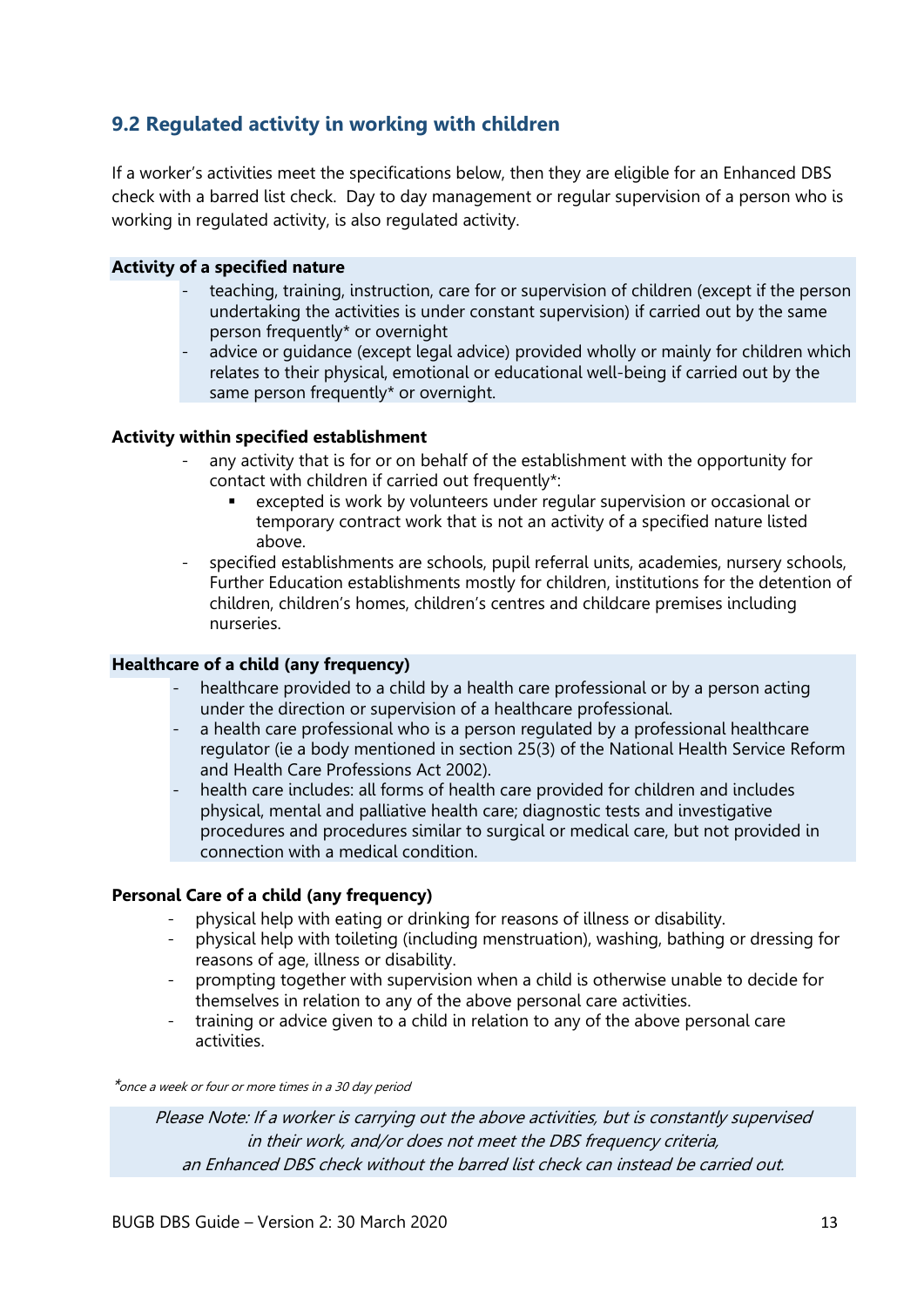## 9.2 Regulated activity in working with children

If a worker's activities meet the specifications below, then they are eligible for an Enhanced DBS check with a barred list check. Day to day management or regular supervision of a person who is working in regulated activity, is also regulated activity.

**Activity of a specified nature**

- teaching, training, instruction, care for or supervision of children (except if the person undertaking the activities is under constant supervision) if carried out by the same person frequently* or overnight
- advice or guidance (except legal advice) provided wholly or mainly for children which relates to their physical, emotional or educational well-being if carried out by the same person frequently* or overnight.

**Activity within specified establishment**

- any activity that is for or on behalf of the establishment with the opportunity for contact with children if carried out frequently*:
  - excepted is work by volunteers under regular supervision or occasional or temporary contract work that is not an activity of a specified nature listed above.
- specified establishments are schools, pupil referral units, academies, nursery schools, Further Education establishments mostly for children, institutions for the detention of children, children's homes, children's centres and childcare premises including nurseries.

**Healthcare of a child (any frequency)**

- healthcare provided to a child by a health care professional or by a person acting under the direction or supervision of a healthcare professional.
- a health care professional who is a person regulated by a professional healthcare regulator (ie a body mentioned in section 25(3) of the National Health Service Reform and Health Care Professions Act 2002).
- health care includes: all forms of health care provided for children and includes physical, mental and palliative health care; diagnostic tests and investigative procedures and procedures similar to surgical or medical care, but not provided in connection with a medical condition.

**Personal Care of a child (any frequency)**

- physical help with eating or drinking for reasons of illness or disability.
- physical help with toileting (including menstruation), washing, bathing or dressing for reasons of age, illness or disability.
- prompting together with supervision when a child is otherwise unable to decide for themselves in relation to any of the above personal care activities.
- training or advice given to a child in relation to any of the above personal care activities.

**once a week or four or more times in a 30 day period*

*Please Note: If a worker is carrying out the above activities, but is constantly supervised in their work, and/or does not meet the DBS frequency criteria, an Enhanced DBS check without the barred list check can instead be carried out.*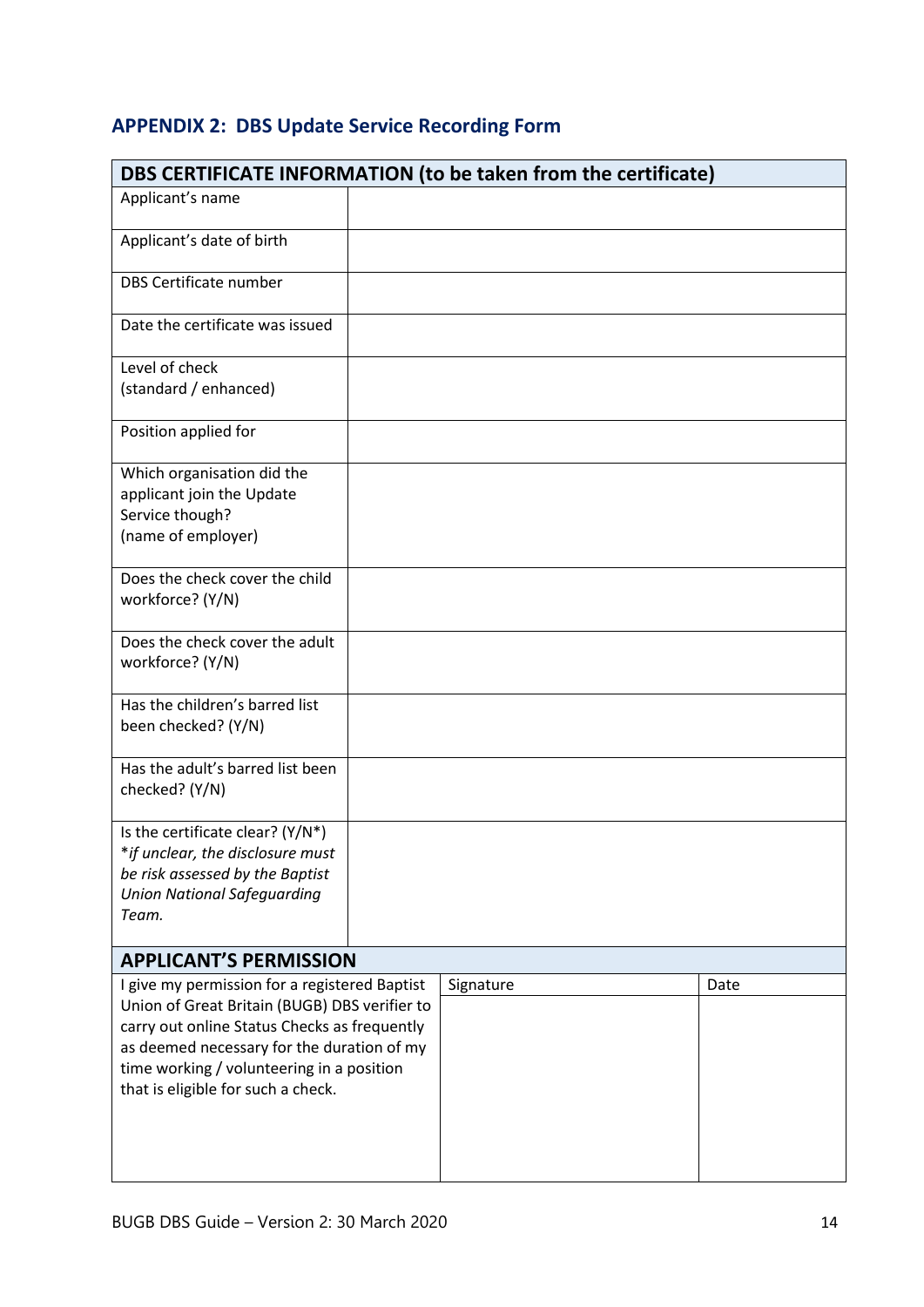## APPENDIX 2: DBS Update Service Recording Form

| DBS CERTIFICATE INFORMATION (to be taken from the certificate) | |
|---|---|
| Applicant's name | |
| Applicant's date of birth | |
| DBS Certificate number | |
| Date the certificate was issued | |
| Level of check (standard / enhanced) | |
| Position applied for | |
| Which organisation did the applicant join the Update Service though? (name of employer) | |
| Does the check cover the child workforce? (Y/N) | |
| Does the check cover the adult workforce? (Y/N) | |
| Has the children's barred list been checked? (Y/N) | |
| Has the adult's barred list been checked? (Y/N) | |
| Is the certificate clear? (Y/N*) *if unclear, the disclosure must be risk assessed by the Baptist Union National Safeguarding Team.* | |

| APPLICANT'S PERMISSION | | |
|---|---|---|
| I give my permission for a registered Baptist Union of Great Britain (BUGB) DBS verifier to carry out online Status Checks as frequently as deemed necessary for the duration of my time working / volunteering in a position that is eligible for such a check. | Signature | Date |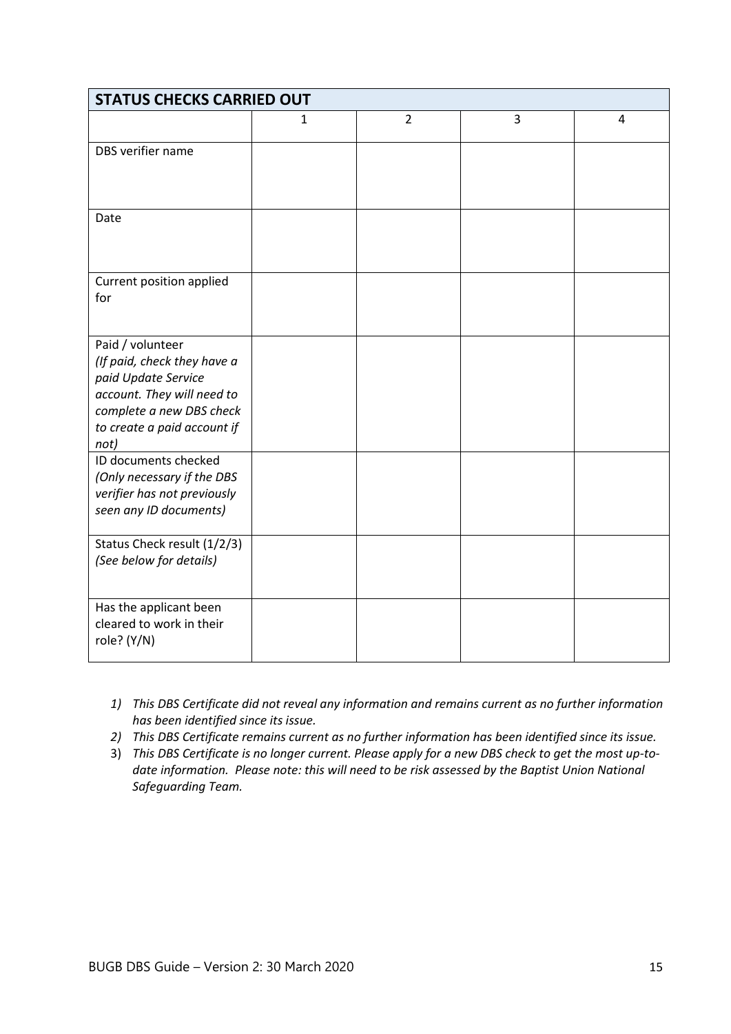| STATUS CHECKS CARRIED OUT | | | | |
|---|---|---|---|---|
| | 1 | 2 | 3 | 4 |
| DBS verifier name | | | | |
| Date | | | | |
| Current position applied for | | | | |
| Paid / volunteer *(If paid, check they have a paid Update Service account. They will need to complete a new DBS check to create a paid account if not)* | | | | |
| ID documents checked *(Only necessary if the DBS verifier has not previously seen any ID documents)* | | | | |
| Status Check result (1/2/3) *(See below for details)* | | | | |
| Has the applicant been cleared to work in their role? (Y/N) | | | | |

1) *This DBS Certificate did not reveal any information and remains current as no further information has been identified since its issue.*
2) *This DBS Certificate remains current as no further information has been identified since its issue.*
3) *This DBS Certificate is no longer current. Please apply for a new DBS check to get the most up-to-date information. Please note: this will need to be risk assessed by the Baptist Union National Safeguarding Team.*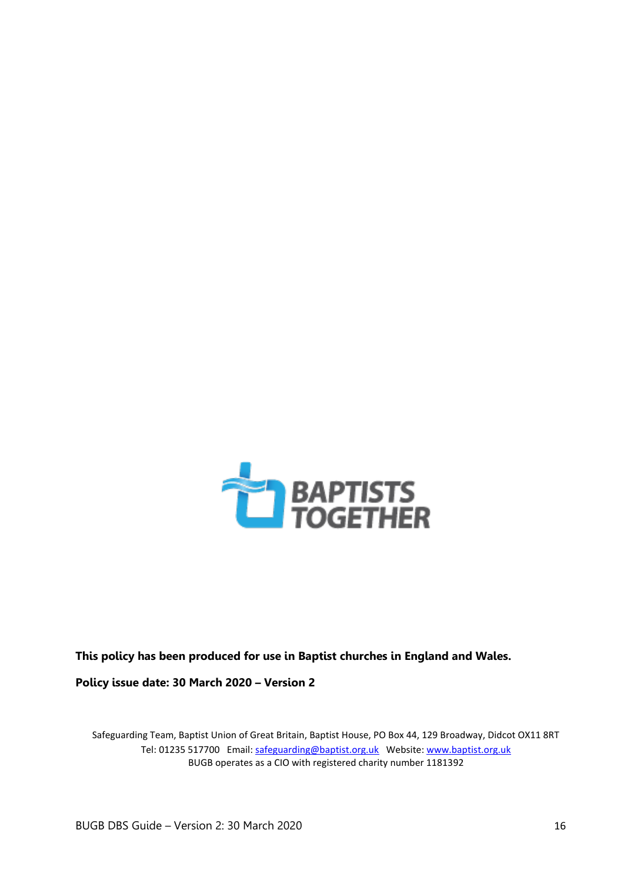**This policy has been produced for use in Baptist churches in England and Wales.**

**Policy issue date: 30 March 2020 – Version 2**

Safeguarding Team, Baptist Union of Great Britain, Baptist House, PO Box 44, 129 Broadway, Didcot OX11 8RT
Tel: 01235 517700 Email: safeguarding@baptist.org.uk Website: www.baptist.org.uk
BUGB operates as a CIO with registered charity number 1181392